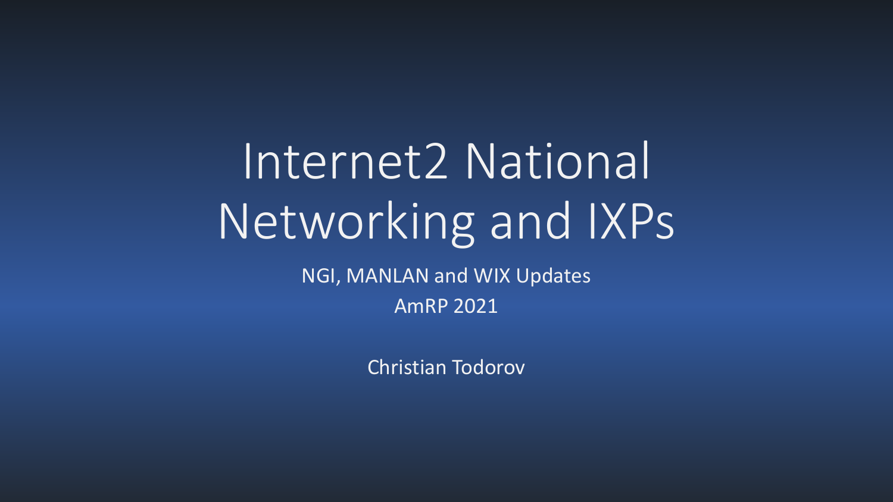# Internet2 National Networking and IXPs

NGI, MANLAN and WIX Updates

AmRP 2021

Christian Todorov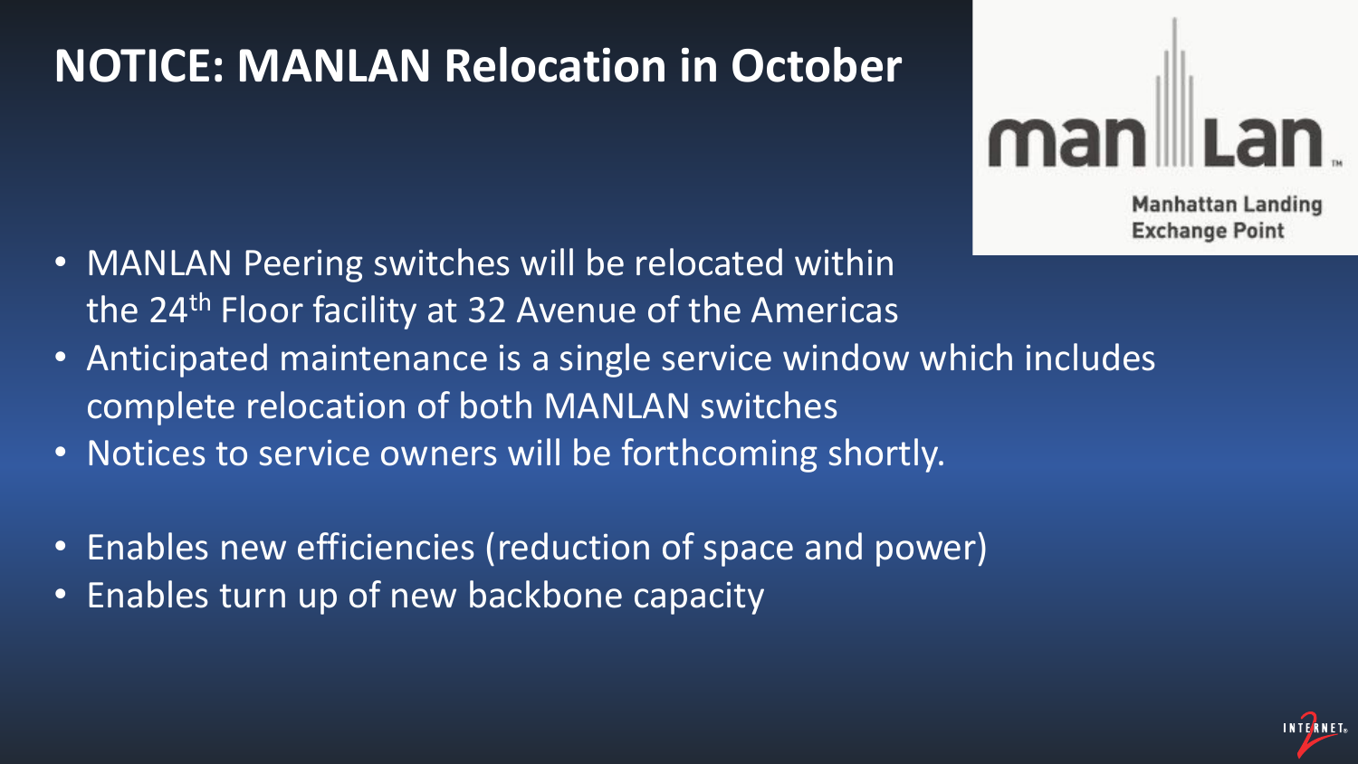# NOTICE: MANLAN Relocation in October

- MANLAN Peering switches will be relocated within the 24th Floor facility at 32 Avenue of the Americas
- Anticipated maintenance is a single service window which includes complete relocation of both MANLAN switches
- Notices to service owners will be forthcoming shortly.

- Enables new efficiencies (reduction of space and power)
- Enables turn up of new backbone capacity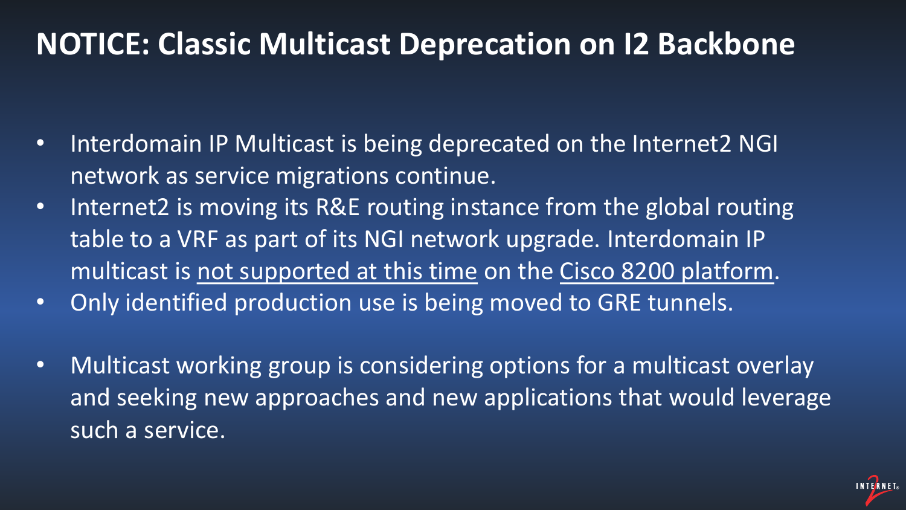# NOTICE: Classic Multicast Deprecation on I2 Backbone

- Interdomain IP Multicast is being deprecated on the Internet2 NGI network as service migrations continue.
- Internet2 is moving its R&E routing instance from the global routing table to a VRF as part of its NGI network upgrade. Interdomain IP multicast is <u>not supported at this time</u> on the <u>Cisco 8200 platform</u>.
- Only identified production use is being moved to GRE tunnels.
- Multicast working group is considering options for a multicast overlay and seeking new approaches and new applications that would leverage such a service.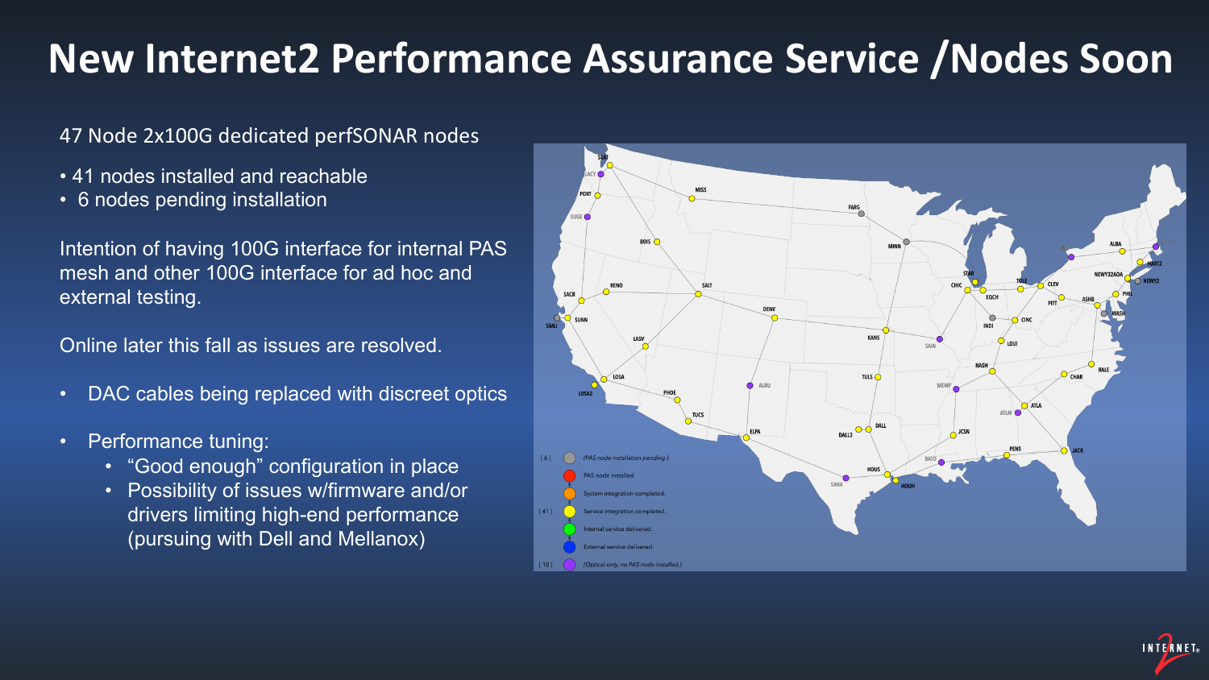# New Internet2 Performance Assurance Service /Nodes Soon

47 Node 2x100G dedicated perfSONAR nodes

- 41 nodes installed and reachable
- 6 nodes pending installation

Intention of having 100G interface for internal PAS mesh and other 100G interface for ad hoc and external testing.

Online later this fall as issues are resolved.

- DAC cables being replaced with discreet optics
- Performance tuning:
  - "Good enough" configuration in place
  - Possibility of issues w/firmware and/or drivers limiting high-end performance (pursuing with Dell and Mellanox)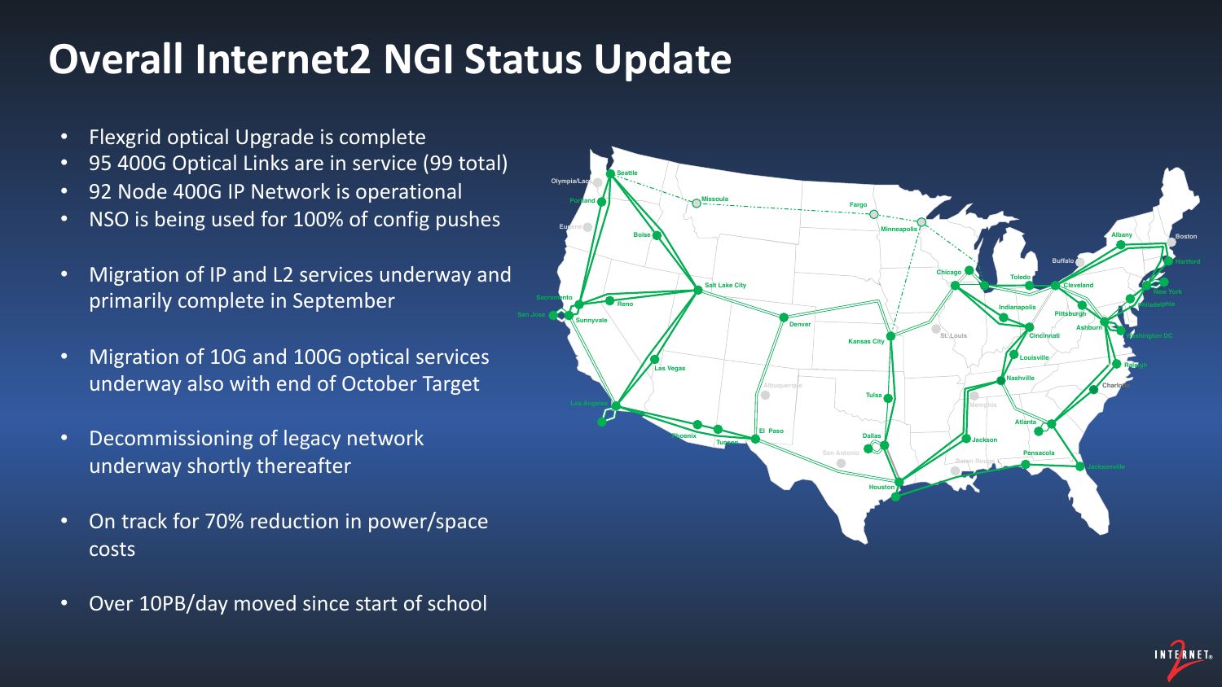# Overall Internet2 NGI Status Update

- Flexgrid optical Upgrade is complete
- 95 400G Optical Links are in service (99 total)
- 92 Node 400G IP Network is operational
- NSO is being used for 100% of config pushes
- Migration of IP and L2 services underway and primarily complete in September
- Migration of 10G and 100G optical services underway also with end of October Target
- Decommissioning of legacy network underway shortly thereafter
- On track for 70% reduction in power/space costs
- Over 10PB/day moved since start of school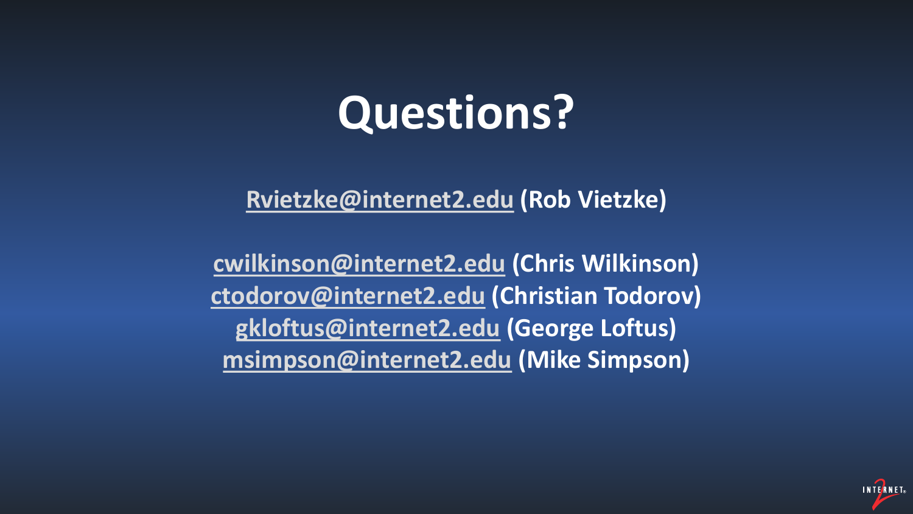# Questions?

Rvietzke@internet2.edu (Rob Vietzke)

cwilkinson@internet2.edu (Chris Wilkinson)
ctodorov@internet2.edu (Christian Todorov)
gkloftus@internet2.edu (George Loftus)
msimpson@internet2.edu (Mike Simpson)